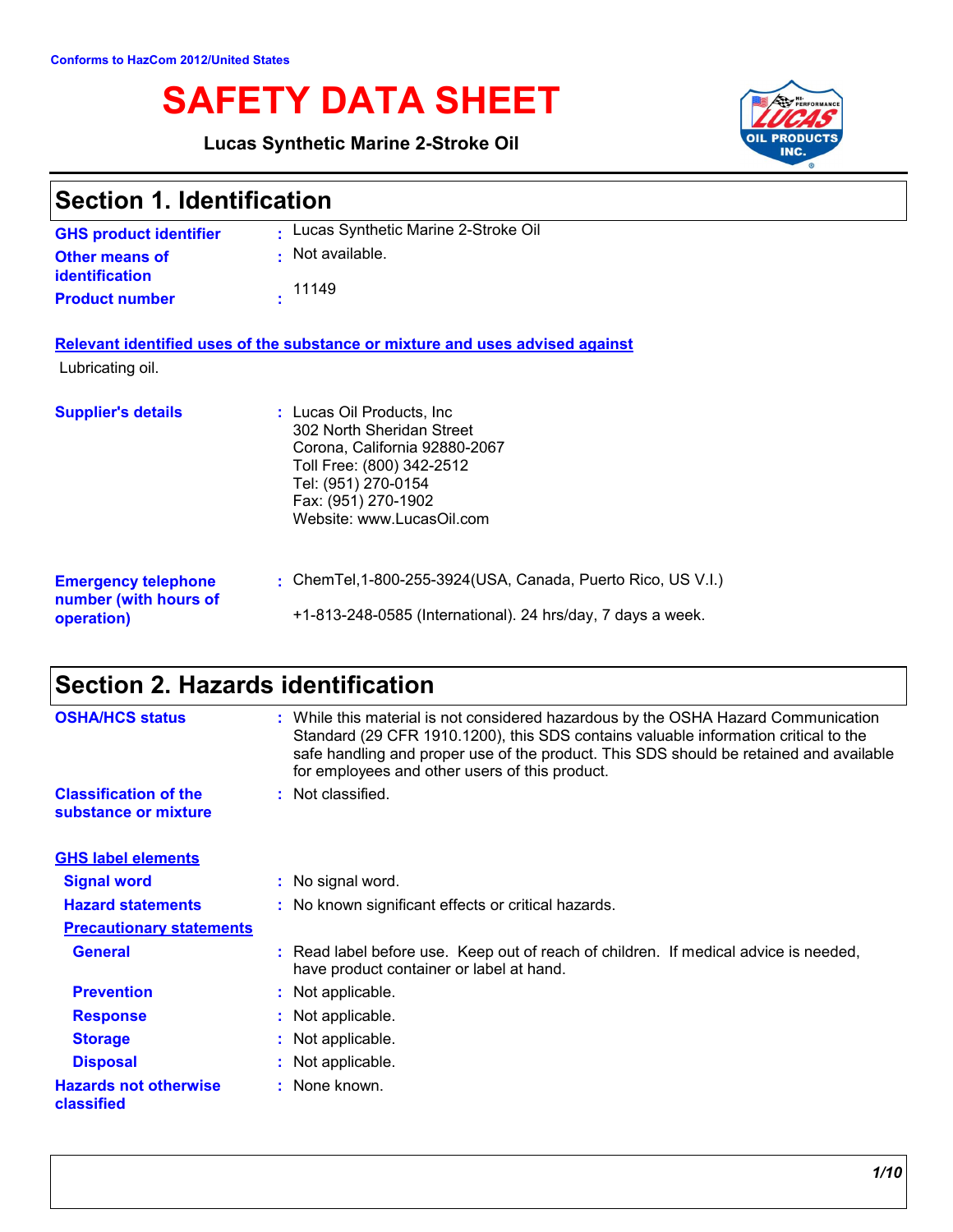Conforms to HazCom 2012/United States

# SAFETY DATA SHEET

**Lucas Synthetic Marine 2-Stroke Oil**

## Section 1. Identification

| | |
|---|---|
| **GHS product identifier** | : Lucas Synthetic Marine 2-Stroke Oil |
| **Other means of identification** | : Not available. |
| **Product number** | : 11149 |

**Relevant identified uses of the substance or mixture and uses advised against**

Lubricating oil.

| | |
|---|---|
| **Supplier's details** | : Lucas Oil Products, Inc<br>302 North Sheridan Street<br>Corona, California 92880-2067<br>Toll Free: (800) 342-2512<br>Tel: (951) 270-0154<br>Fax: (951) 270-1902<br>Website: www.LucasOil.com |
| **Emergency telephone number (with hours of operation)** | : ChemTel,1-800-255-3924(USA, Canada, Puerto Rico, US V.I.)<br>+1-813-248-0585 (International). 24 hrs/day, 7 days a week. |

## Section 2. Hazards identification

| | |
|---|---|
| **OSHA/HCS status** | : While this material is not considered hazardous by the OSHA Hazard Communication Standard (29 CFR 1910.1200), this SDS contains valuable information critical to the safe handling and proper use of the product. This SDS should be retained and available for employees and other users of this product. |
| **Classification of the substance or mixture** | : Not classified. |

**GHS label elements**

| | |
|---|---|
| **Signal word** | : No signal word. |
| **Hazard statements** | : No known significant effects or critical hazards. |

**Precautionary statements**

| | |
|---|---|
| **General** | : Read label before use. Keep out of reach of children. If medical advice is needed, have product container or label at hand. |
| **Prevention** | : Not applicable. |
| **Response** | : Not applicable. |
| **Storage** | : Not applicable. |
| **Disposal** | : Not applicable. |
| **Hazards not otherwise classified** | : None known. |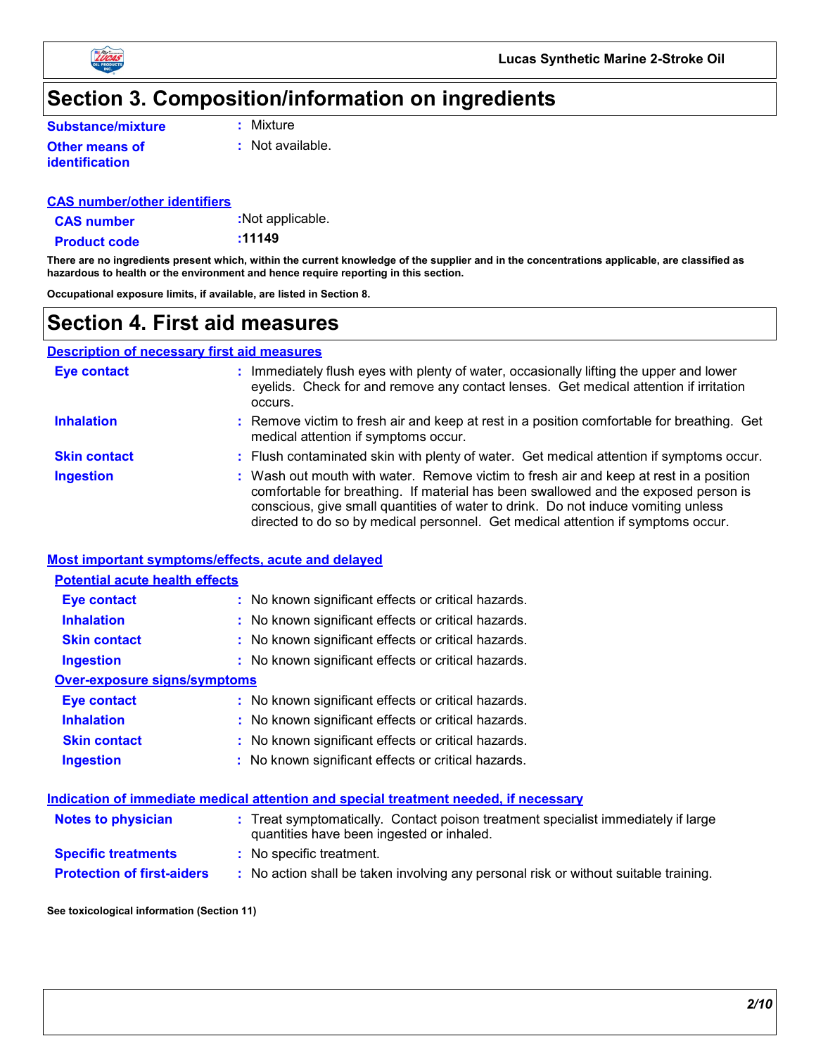# Section 3. Composition/information on ingredients

**Substance/mixture** : Mixture

**Other means of identification** : Not available.

### CAS number/other identifiers

**CAS number** : Not applicable.

**Product code** : 11149

**There are no ingredients present which, within the current knowledge of the supplier and in the concentrations applicable, are classified as hazardous to health or the environment and hence require reporting in this section.**

**Occupational exposure limits, if available, are listed in Section 8.**

# Section 4. First aid measures

### Description of necessary first aid measures

**Eye contact** : Immediately flush eyes with plenty of water, occasionally lifting the upper and lower eyelids. Check for and remove any contact lenses. Get medical attention if irritation occurs.

**Inhalation** : Remove victim to fresh air and keep at rest in a position comfortable for breathing. Get medical attention if symptoms occur.

**Skin contact** : Flush contaminated skin with plenty of water. Get medical attention if symptoms occur.

**Ingestion** : Wash out mouth with water. Remove victim to fresh air and keep at rest in a position comfortable for breathing. If material has been swallowed and the exposed person is conscious, give small quantities of water to drink. Do not induce vomiting unless directed to do so by medical personnel. Get medical attention if symptoms occur.

### Most important symptoms/effects, acute and delayed

#### Potential acute health effects

**Eye contact** : No known significant effects or critical hazards.

**Inhalation** : No known significant effects or critical hazards.

**Skin contact** : No known significant effects or critical hazards.

**Ingestion** : No known significant effects or critical hazards.

#### Over-exposure signs/symptoms

**Eye contact** : No known significant effects or critical hazards.

**Inhalation** : No known significant effects or critical hazards.

**Skin contact** : No known significant effects or critical hazards.

**Ingestion** : No known significant effects or critical hazards.

### Indication of immediate medical attention and special treatment needed, if necessary

**Notes to physician** : Treat symptomatically. Contact poison treatment specialist immediately if large quantities have been ingested or inhaled.

**Specific treatments** : No specific treatment.

**Protection of first-aiders** : No action shall be taken involving any personal risk or without suitable training.

**See toxicological information (Section 11)**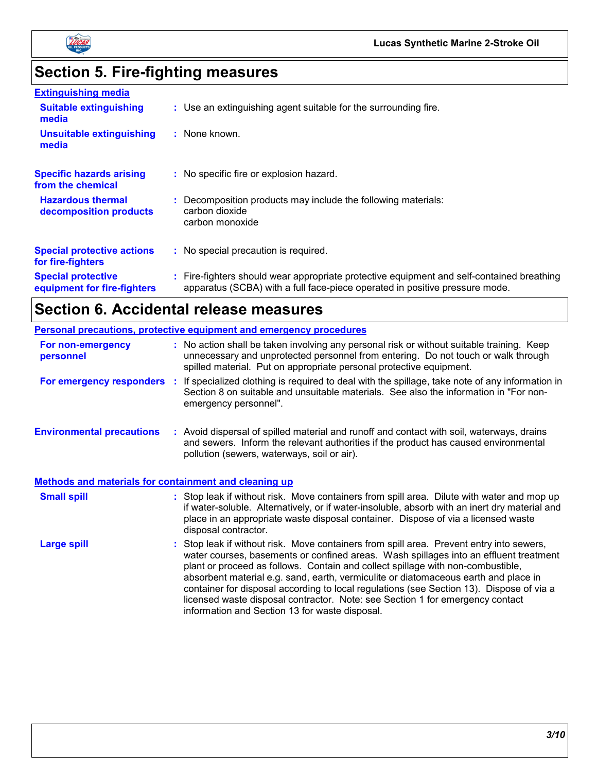## Section 5. Fire-fighting measures

**Extinguishing media**

| | |
|---|---|
| **Suitable extinguishing media** | : Use an extinguishing agent suitable for the surrounding fire. |
| **Unsuitable extinguishing media** | : None known. |
| **Specific hazards arising from the chemical** | : No specific fire or explosion hazard. |
| **Hazardous thermal decomposition products** | : Decomposition products may include the following materials:<br>carbon dioxide<br>carbon monoxide |
| **Special protective actions for fire-fighters** | : No special precaution is required. |
| **Special protective equipment for fire-fighters** | : Fire-fighters should wear appropriate protective equipment and self-contained breathing apparatus (SCBA) with a full face-piece operated in positive pressure mode. |

## Section 6. Accidental release measures

**Personal precautions, protective equipment and emergency procedures**

| | |
|---|---|
| **For non-emergency personnel** | : No action shall be taken involving any personal risk or without suitable training. Keep unnecessary and unprotected personnel from entering. Do not touch or walk through spilled material. Put on appropriate personal protective equipment. |
| **For emergency responders** | : If specialized clothing is required to deal with the spillage, take note of any information in Section 8 on suitable and unsuitable materials. See also the information in "For non-emergency personnel". |
| **Environmental precautions** | : Avoid dispersal of spilled material and runoff and contact with soil, waterways, drains and sewers. Inform the relevant authorities if the product has caused environmental pollution (sewers, waterways, soil or air). |

**Methods and materials for containment and cleaning up**

| | |
|---|---|
| **Small spill** | : Stop leak if without risk. Move containers from spill area. Dilute with water and mop up if water-soluble. Alternatively, or if water-insoluble, absorb with an inert dry material and place in an appropriate waste disposal container. Dispose of via a licensed waste disposal contractor. |
| **Large spill** | : Stop leak if without risk. Move containers from spill area. Prevent entry into sewers, water courses, basements or confined areas. Wash spillages into an effluent treatment plant or proceed as follows. Contain and collect spillage with non-combustible, absorbent material e.g. sand, earth, vermiculite or diatomaceous earth and place in container for disposal according to local regulations (see Section 13). Dispose of via a licensed waste disposal contractor. Note: see Section 1 for emergency contact information and Section 13 for waste disposal. |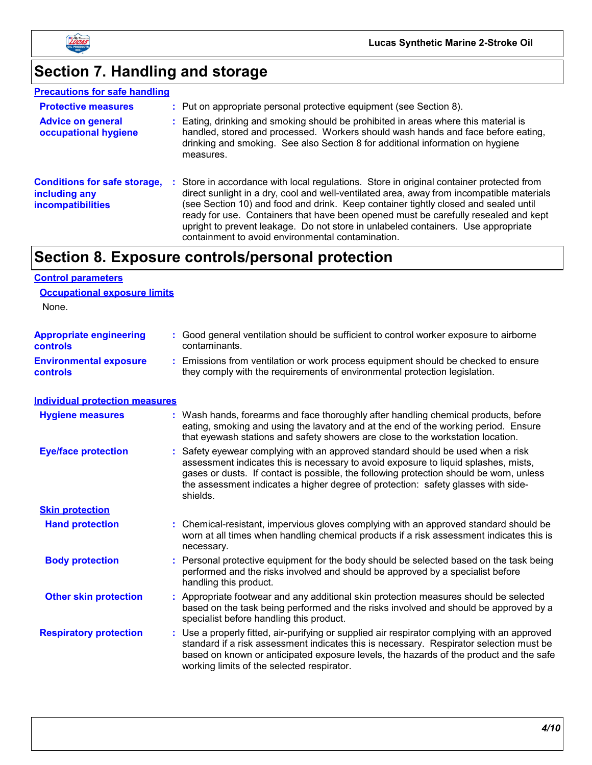# Section 7. Handling and storage

### Precautions for safe handling

**Protective measures** : Put on appropriate personal protective equipment (see Section 8).

**Advice on general occupational hygiene** : Eating, drinking and smoking should be prohibited in areas where this material is handled, stored and processed. Workers should wash hands and face before eating, drinking and smoking. See also Section 8 for additional information on hygiene measures.

**Conditions for safe storage, including any incompatibilities** : Store in accordance with local regulations. Store in original container protected from direct sunlight in a dry, cool and well-ventilated area, away from incompatible materials (see Section 10) and food and drink. Keep container tightly closed and sealed until ready for use. Containers that have been opened must be carefully resealed and kept upright to prevent leakage. Do not store in unlabeled containers. Use appropriate containment to avoid environmental contamination.

# Section 8. Exposure controls/personal protection

### Control parameters

#### Occupational exposure limits

None.

**Appropriate engineering controls** : Good general ventilation should be sufficient to control worker exposure to airborne contaminants.

**Environmental exposure controls** : Emissions from ventilation or work process equipment should be checked to ensure they comply with the requirements of environmental protection legislation.

### Individual protection measures

**Hygiene measures** : Wash hands, forearms and face thoroughly after handling chemical products, before eating, smoking and using the lavatory and at the end of the working period. Ensure that eyewash stations and safety showers are close to the workstation location.

**Eye/face protection** : Safety eyewear complying with an approved standard should be used when a risk assessment indicates this is necessary to avoid exposure to liquid splashes, mists, gases or dusts. If contact is possible, the following protection should be worn, unless the assessment indicates a higher degree of protection: safety glasses with side-shields.

#### Skin protection

**Hand protection** : Chemical-resistant, impervious gloves complying with an approved standard should be worn at all times when handling chemical products if a risk assessment indicates this is necessary.

**Body protection** : Personal protective equipment for the body should be selected based on the task being performed and the risks involved and should be approved by a specialist before handling this product.

**Other skin protection** : Appropriate footwear and any additional skin protection measures should be selected based on the task being performed and the risks involved and should be approved by a specialist before handling this product.

**Respiratory protection** : Use a properly fitted, air-purifying or supplied air respirator complying with an approved standard if a risk assessment indicates this is necessary. Respirator selection must be based on known or anticipated exposure levels, the hazards of the product and the safe working limits of the selected respirator.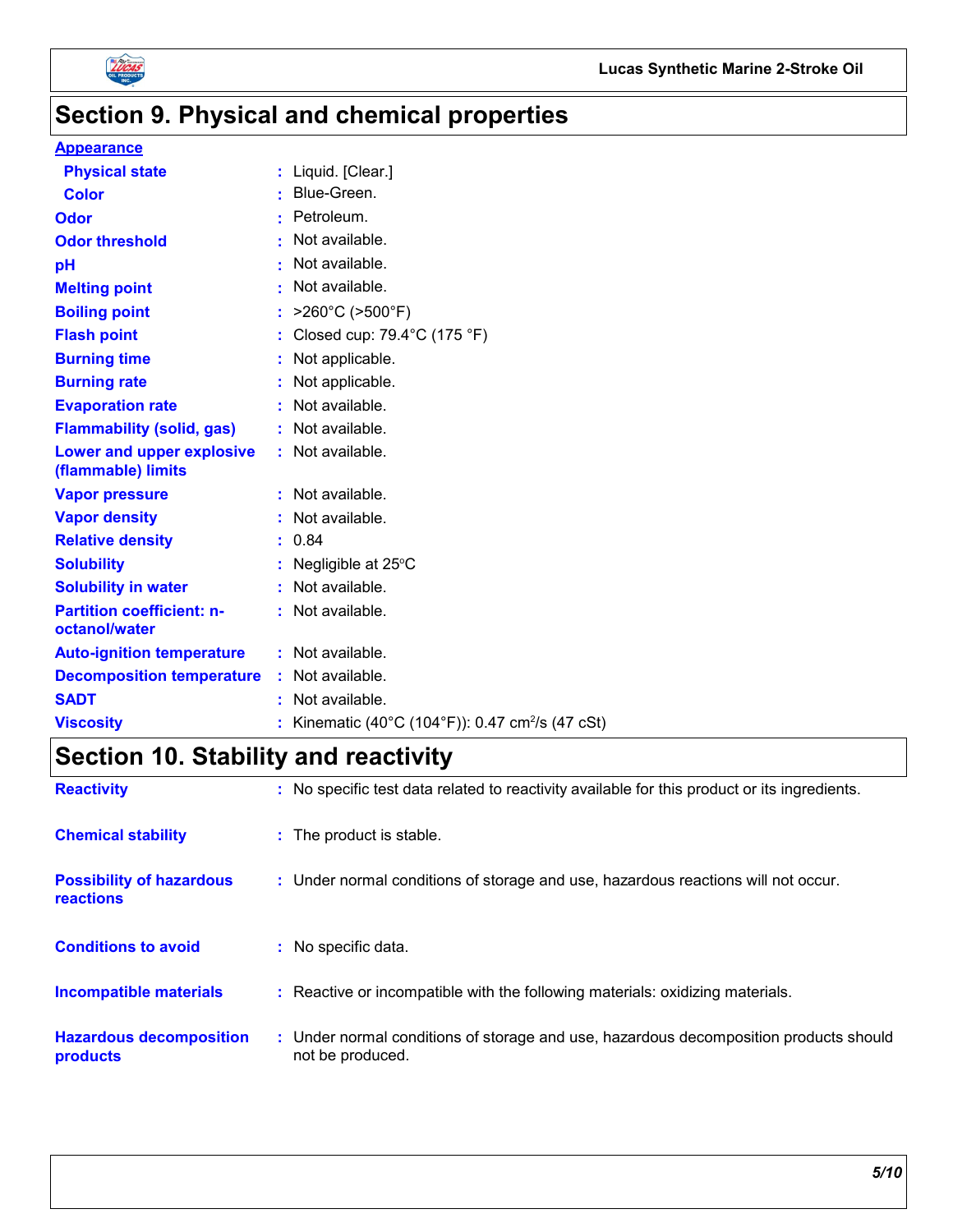## Section 9. Physical and chemical properties

**Appearance**

| Property | Value |
|---|---|
| **Physical state** | Liquid. [Clear.] |
| **Color** | Blue-Green. |
| **Odor** | Petroleum. |
| **Odor threshold** | Not available. |
| **pH** | Not available. |
| **Melting point** | Not available. |
| **Boiling point** | >260°C (>500°F) |
| **Flash point** | Closed cup: 79.4°C (175 °F) |
| **Burning time** | Not applicable. |
| **Burning rate** | Not applicable. |
| **Evaporation rate** | Not available. |
| **Flammability (solid, gas)** | Not available. |
| **Lower and upper explosive (flammable) limits** | Not available. |
| **Vapor pressure** | Not available. |
| **Vapor density** | Not available. |
| **Relative density** | 0.84 |
| **Solubility** | Negligible at 25°C |
| **Solubility in water** | Not available. |
| **Partition coefficient: n-octanol/water** | Not available. |
| **Auto-ignition temperature** | Not available. |
| **Decomposition temperature** | Not available. |
| **SADT** | Not available. |
| **Viscosity** | Kinematic (40°C (104°F)): 0.47 $cm^2/s$ (47 cSt) |

## Section 10. Stability and reactivity

| Property | Value |
|---|---|
| **Reactivity** | No specific test data related to reactivity available for this product or its ingredients. |
| **Chemical stability** | The product is stable. |
| **Possibility of hazardous reactions** | Under normal conditions of storage and use, hazardous reactions will not occur. |
| **Conditions to avoid** | No specific data. |
| **Incompatible materials** | Reactive or incompatible with the following materials: oxidizing materials. |
| **Hazardous decomposition products** | Under normal conditions of storage and use, hazardous decomposition products should not be produced. |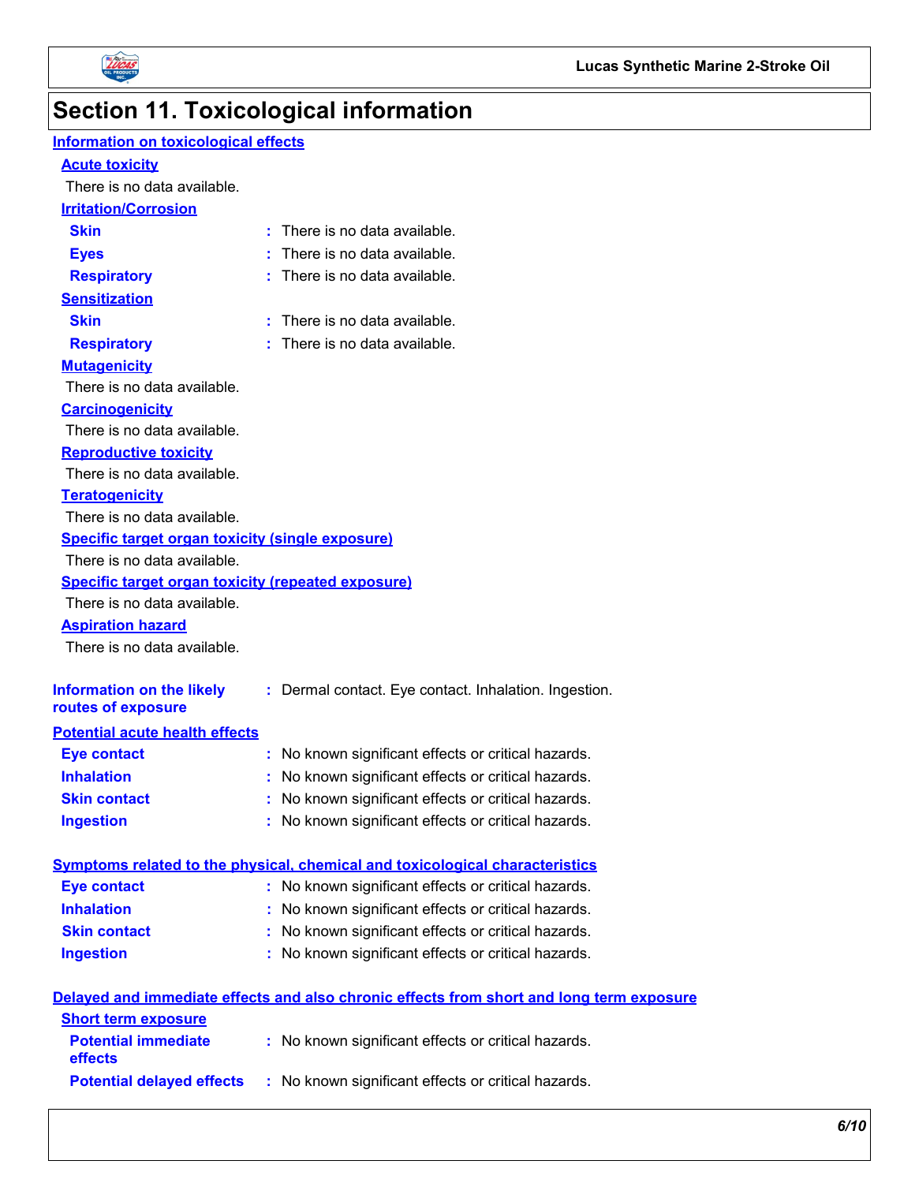# Section 11. Toxicological information

## Information on toxicological effects

### Acute toxicity

There is no data available.

### Irritation/Corrosion

**Skin** : There is no data available.

**Eyes** : There is no data available.

**Respiratory** : There is no data available.

### Sensitization

**Skin** : There is no data available.

**Respiratory** : There is no data available.

### Mutagenicity

There is no data available.

### Carcinogenicity

There is no data available.

### Reproductive toxicity

There is no data available.

### Teratogenicity

There is no data available.

### Specific target organ toxicity (single exposure)

There is no data available.

### Specific target organ toxicity (repeated exposure)

There is no data available.

### Aspiration hazard

There is no data available.

**Information on the likely routes of exposure** : Dermal contact. Eye contact. Inhalation. Ingestion.

## Potential acute health effects

**Eye contact** : No known significant effects or critical hazards.

**Inhalation** : No known significant effects or critical hazards.

**Skin contact** : No known significant effects or critical hazards.

**Ingestion** : No known significant effects or critical hazards.

## Symptoms related to the physical, chemical and toxicological characteristics

**Eye contact** : No known significant effects or critical hazards.

**Inhalation** : No known significant effects or critical hazards.

**Skin contact** : No known significant effects or critical hazards.

**Ingestion** : No known significant effects or critical hazards.

## Delayed and immediate effects and also chronic effects from short and long term exposure

### Short term exposure

**Potential immediate effects** : No known significant effects or critical hazards.

**Potential delayed effects** : No known significant effects or critical hazards.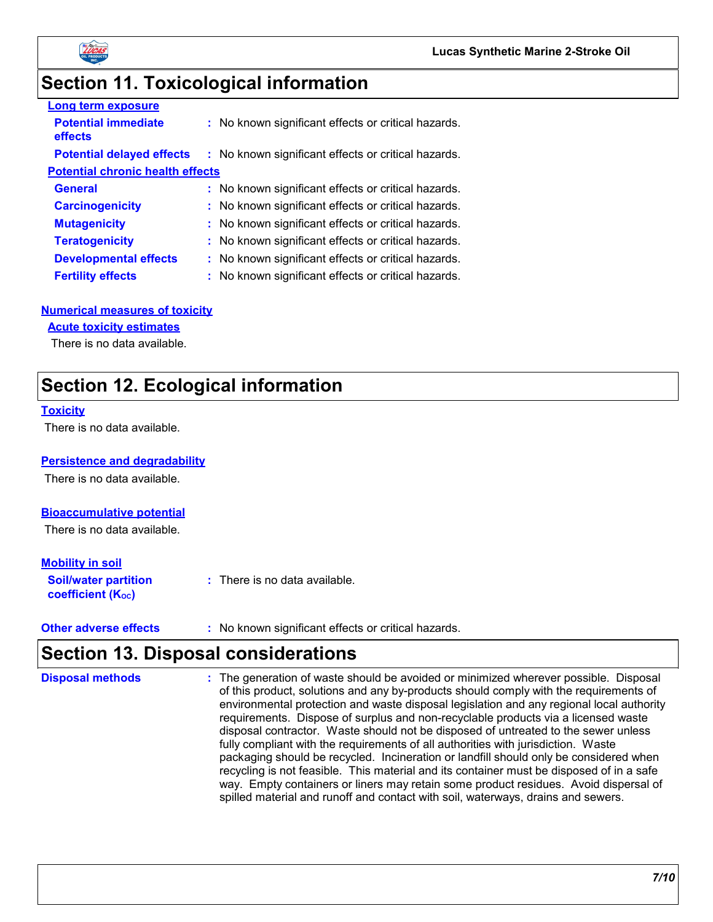## Section 11. Toxicological information

**Long term exposure**

| | |
|---|---|
| **Potential immediate effects** | : No known significant effects or critical hazards. |
| **Potential delayed effects** | : No known significant effects or critical hazards. |

**Potential chronic health effects**

| | |
|---|---|
| **General** | : No known significant effects or critical hazards. |
| **Carcinogenicity** | : No known significant effects or critical hazards. |
| **Mutagenicity** | : No known significant effects or critical hazards. |
| **Teratogenicity** | : No known significant effects or critical hazards. |
| **Developmental effects** | : No known significant effects or critical hazards. |
| **Fertility effects** | : No known significant effects or critical hazards. |

**Numerical measures of toxicity**

**Acute toxicity estimates**

There is no data available.

## Section 12. Ecological information

**Toxicity**

There is no data available.

**Persistence and degradability**

There is no data available.

**Bioaccumulative potential**

There is no data available.

**Mobility in soil**

| | |
|---|---|
| **Soil/water partition coefficient ($K_{OC}$)** | : There is no data available. |

| | |
|---|---|
| **Other adverse effects** | : No known significant effects or critical hazards. |

## Section 13. Disposal considerations

**Disposal methods** : The generation of waste should be avoided or minimized wherever possible. Disposal of this product, solutions and any by-products should comply with the requirements of environmental protection and waste disposal legislation and any regional local authority requirements. Dispose of surplus and non-recyclable products via a licensed waste disposal contractor. Waste should not be disposed of untreated to the sewer unless fully compliant with the requirements of all authorities with jurisdiction. Waste packaging should be recycled. Incineration or landfill should only be considered when recycling is not feasible. This material and its container must be disposed of in a safe way. Empty containers or liners may retain some product residues. Avoid dispersal of spilled material and runoff and contact with soil, waterways, drains and sewers.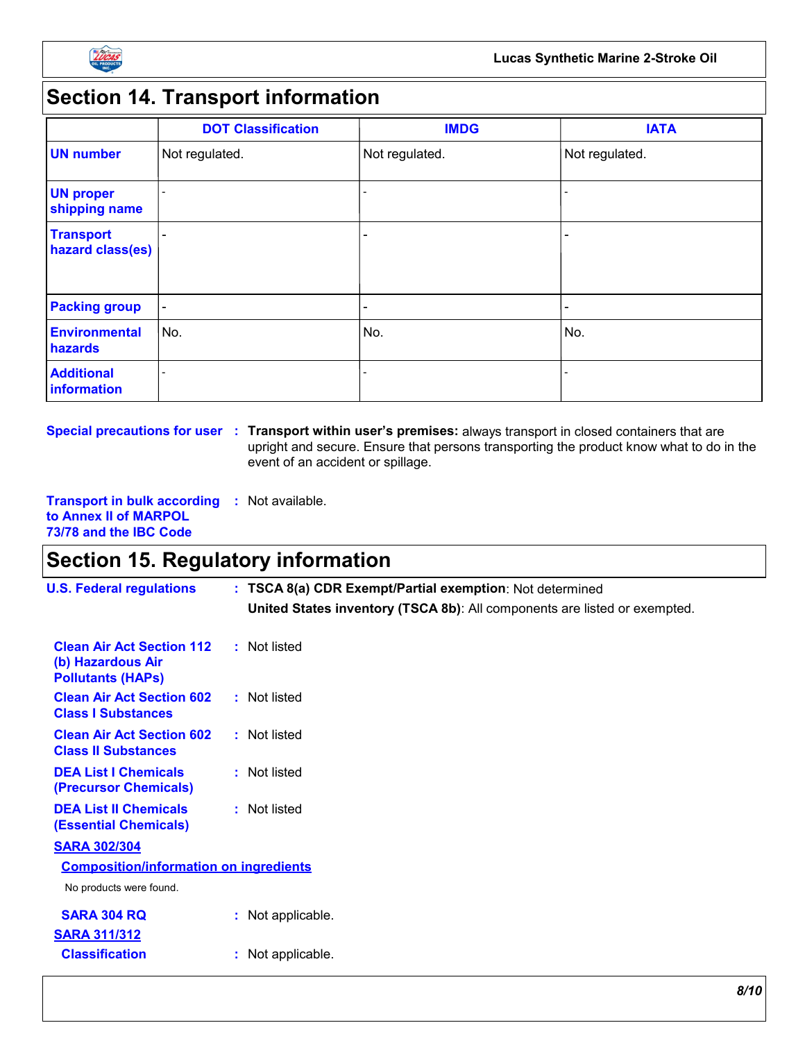## Section 14. Transport information

| | DOT Classification | IMDG | IATA |
|---|---|---|---|
| **UN number** | Not regulated. | Not regulated. | Not regulated. |
| **UN proper shipping name** | - | - | - |
| **Transport hazard class(es)** | - | - | - |
| **Packing group** | - | - | - |
| **Environmental hazards** | No. | No. | No. |
| **Additional information** | - | - | - |

**Special precautions for user** : **Transport within user's premises:** always transport in closed containers that are upright and secure. Ensure that persons transporting the product know what to do in the event of an accident or spillage.

**Transport in bulk according to Annex II of MARPOL 73/78 and the IBC Code** : Not available.

## Section 15. Regulatory information

**U.S. Federal regulations** : **TSCA 8(a) CDR Exempt/Partial exemption**: Not determined

**United States inventory (TSCA 8b)**: All components are listed or exempted.

**Clean Air Act Section 112 (b) Hazardous Air Pollutants (HAPs)** : Not listed

**Clean Air Act Section 602 Class I Substances** : Not listed

**Clean Air Act Section 602 Class II Substances** : Not listed

**DEA List I Chemicals (Precursor Chemicals)** : Not listed

**DEA List II Chemicals (Essential Chemicals)** : Not listed

**SARA 302/304**

**Composition/information on ingredients**

No products were found.

**SARA 304 RQ** : Not applicable.

**SARA 311/312**

**Classification** : Not applicable.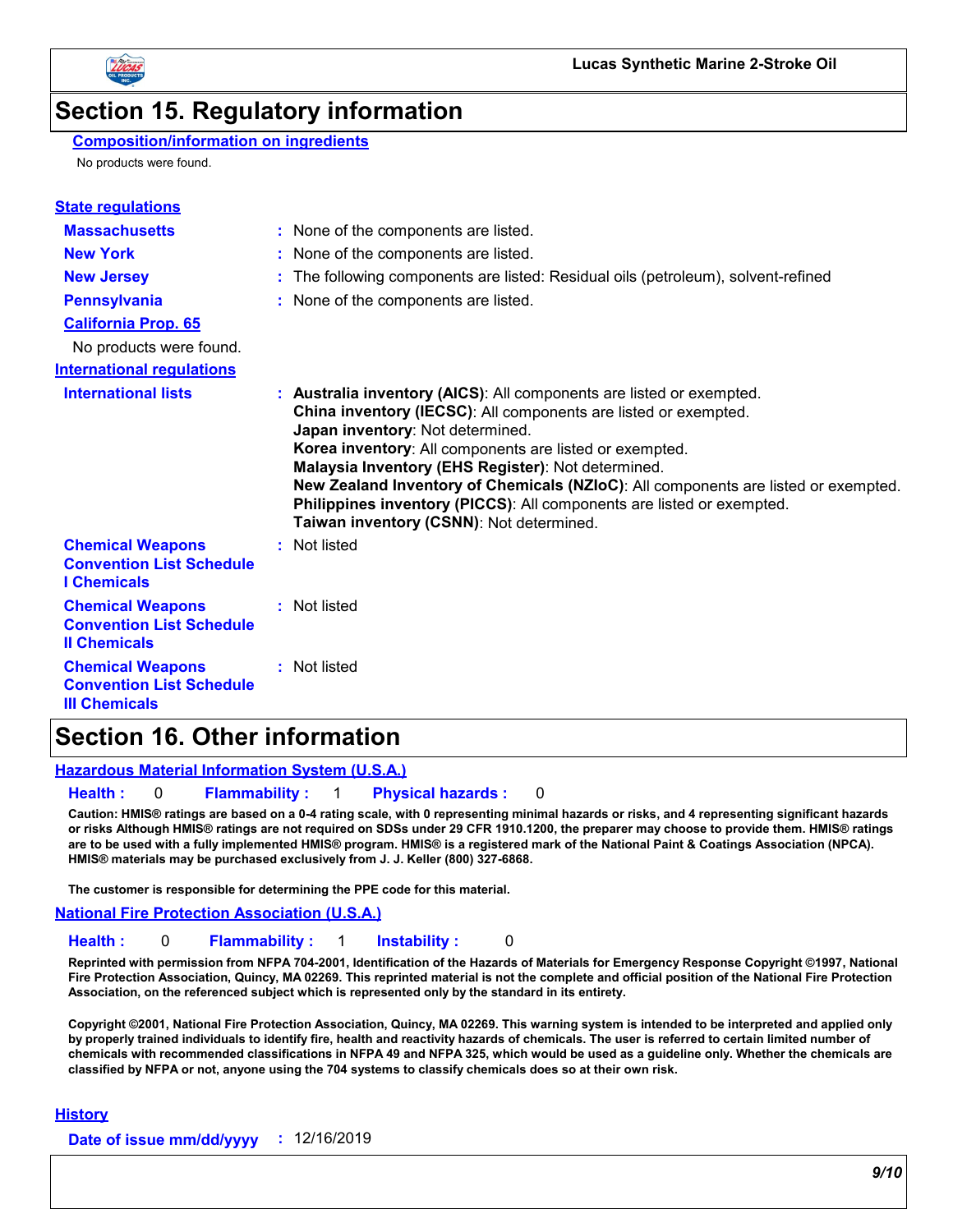# Section 15. Regulatory information

### Composition/information on ingredients

No products were found.

### State regulations

**Massachusetts** : None of the components are listed.

**New York** : None of the components are listed.

**New Jersey** : The following components are listed: Residual oils (petroleum), solvent-refined

**Pennsylvania** : None of the components are listed.

**California Prop. 65**

No products were found.

### International regulations

**International lists** :
**Australia inventory (AICS)**: All components are listed or exempted.
**China inventory (IECSC)**: All components are listed or exempted.
**Japan inventory**: Not determined.
**Korea inventory**: All components are listed or exempted.
**Malaysia Inventory (EHS Register)**: Not determined.
**New Zealand Inventory of Chemicals (NZIoC)**: All components are listed or exempted.
**Philippines inventory (PICCS)**: All components are listed or exempted.
**Taiwan inventory (CSNN)**: Not determined.

**Chemical Weapons Convention List Schedule I Chemicals** : Not listed

**Chemical Weapons Convention List Schedule II Chemicals** : Not listed

**Chemical Weapons Convention List Schedule III Chemicals** : Not listed

# Section 16. Other information

### Hazardous Material Information System (U.S.A.)

**Health :** 0 **Flammability :** 1 **Physical hazards :** 0

**Caution: HMIS® ratings are based on a 0-4 rating scale, with 0 representing minimal hazards or risks, and 4 representing significant hazards or risks Although HMIS® ratings are not required on SDSs under 29 CFR 1910.1200, the preparer may choose to provide them. HMIS® ratings are to be used with a fully implemented HMIS® program. HMIS® is a registered mark of the National Paint & Coatings Association (NPCA). HMIS® materials may be purchased exclusively from J. J. Keller (800) 327-6868.**

**The customer is responsible for determining the PPE code for this material.**

### National Fire Protection Association (U.S.A.)

**Health :** 0 **Flammability :** 1 **Instability :** 0

**Reprinted with permission from NFPA 704-2001, Identification of the Hazards of Materials for Emergency Response Copyright ©1997, National Fire Protection Association, Quincy, MA 02269. This reprinted material is not the complete and official position of the National Fire Protection Association, on the referenced subject which is represented only by the standard in its entirety.**

**Copyright ©2001, National Fire Protection Association, Quincy, MA 02269. This warning system is intended to be interpreted and applied only by properly trained individuals to identify fire, health and reactivity hazards of chemicals. The user is referred to certain limited number of chemicals with recommended classifications in NFPA 49 and NFPA 325, which would be used as a guideline only. Whether the chemicals are classified by NFPA or not, anyone using the 704 systems to classify chemicals does so at their own risk.**

### History

**Date of issue mm/dd/yyyy** : 12/16/2019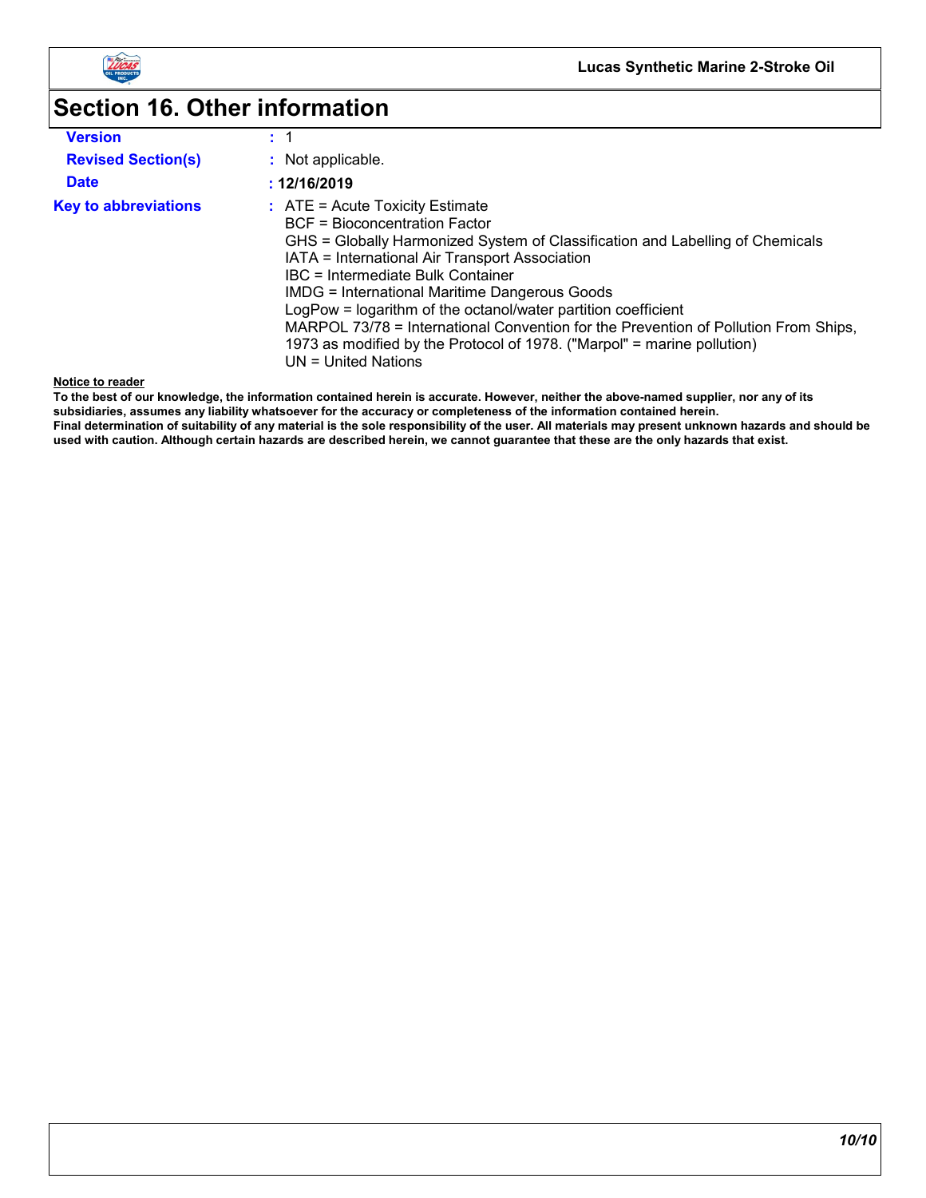## Section 16. Other information

**Version** : 1

**Revised Section(s)** : Not applicable.

**Date** : **12/16/2019**

**Key to abbreviations** :
- ATE = Acute Toxicity Estimate
- BCF = Bioconcentration Factor
- GHS = Globally Harmonized System of Classification and Labelling of Chemicals
- IATA = International Air Transport Association
- IBC = Intermediate Bulk Container
- IMDG = International Maritime Dangerous Goods
- LogPow = logarithm of the octanol/water partition coefficient
- MARPOL 73/78 = International Convention for the Prevention of Pollution From Ships, 1973 as modified by the Protocol of 1978. ("Marpol" = marine pollution)
- UN = United Nations

**Notice to reader**

**To the best of our knowledge, the information contained herein is accurate. However, neither the above-named supplier, nor any of its subsidiaries, assumes any liability whatsoever for the accuracy or completeness of the information contained herein.**
**Final determination of suitability of any material is the sole responsibility of the user. All materials may present unknown hazards and should be used with caution. Although certain hazards are described herein, we cannot guarantee that these are the only hazards that exist.**